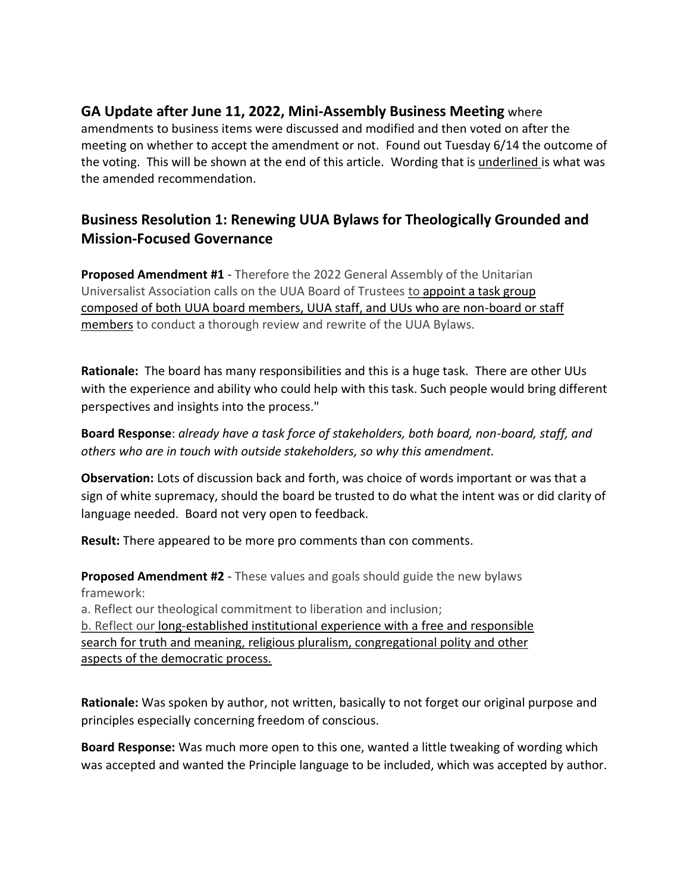## GA Update after June 11, 2022, Mini-Assembly Business Meeting

where amendments to business items were discussed and modified and then voted on after the meeting on whether to accept the amendment or not. Found out Tuesday 6/14 the outcome of the voting. This will be shown at the end of this article. Wording that is <u>underlined</u> is what was the amended recommendation.

## Business Resolution 1: Renewing UUA Bylaws for Theologically Grounded and Mission-Focused Governance

**Proposed Amendment #1** - Therefore the 2022 General Assembly of the Unitarian Universalist Association calls on the UUA Board of Trustees <u>to appoint a task group composed of both UUA board members, UUA staff, and UUs who are non-board or staff members</u> to conduct a thorough review and rewrite of the UUA Bylaws.

**Rationale:** The board has many responsibilities and this is a huge task. There are other UUs with the experience and ability who could help with this task. Such people would bring different perspectives and insights into the process."

**Board Response**: *already have a task force of stakeholders, both board, non-board, staff, and others who are in touch with outside stakeholders, so why this amendment.*

**Observation:** Lots of discussion back and forth, was choice of words important or was that a sign of white supremacy, should the board be trusted to do what the intent was or did clarity of language needed. Board not very open to feedback.

**Result:** There appeared to be more pro comments than con comments.

**Proposed Amendment #2** - These values and goals should guide the new bylaws framework:

a. Reflect our theological commitment to liberation and inclusion;

<u>b. Reflect our long-established institutional experience with a free and responsible search for truth and meaning, religious pluralism, congregational polity and other aspects of the democratic process.</u>

**Rationale:** Was spoken by author, not written, basically to not forget our original purpose and principles especially concerning freedom of conscious.

**Board Response:** Was much more open to this one, wanted a little tweaking of wording which was accepted and wanted the Principle language to be included, which was accepted by author.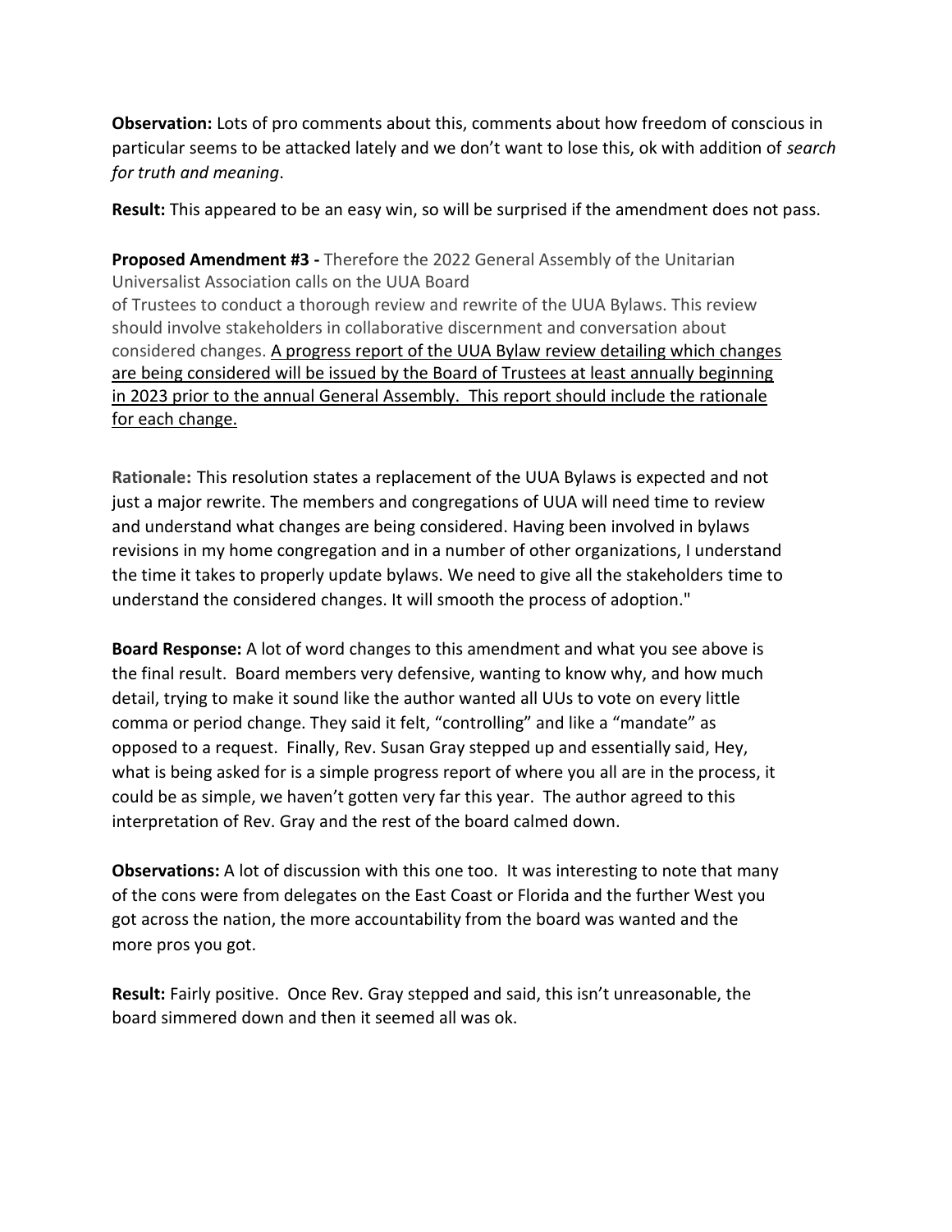**Observation:** Lots of pro comments about this, comments about how freedom of conscious in particular seems to be attacked lately and we don't want to lose this, ok with addition of *search for truth and meaning*.

**Result:** This appeared to be an easy win, so will be surprised if the amendment does not pass.

**Proposed Amendment #3 -** Therefore the 2022 General Assembly of the Unitarian Universalist Association calls on the UUA Board of Trustees to conduct a thorough review and rewrite of the UUA Bylaws. This review should involve stakeholders in collaborative discernment and conversation about considered changes. <u>A progress report of the UUA Bylaw review detailing which changes are being considered will be issued by the Board of Trustees at least annually beginning in 2023 prior to the annual General Assembly. This report should include the rationale for each change.</u>

**Rationale:** This resolution states a replacement of the UUA Bylaws is expected and not just a major rewrite. The members and congregations of UUA will need time to review and understand what changes are being considered. Having been involved in bylaws revisions in my home congregation and in a number of other organizations, I understand the time it takes to properly update bylaws. We need to give all the stakeholders time to understand the considered changes. It will smooth the process of adoption."

**Board Response:** A lot of word changes to this amendment and what you see above is the final result. Board members very defensive, wanting to know why, and how much detail, trying to make it sound like the author wanted all UUs to vote on every little comma or period change. They said it felt, "controlling" and like a "mandate" as opposed to a request. Finally, Rev. Susan Gray stepped up and essentially said, Hey, what is being asked for is a simple progress report of where you all are in the process, it could be as simple, we haven't gotten very far this year. The author agreed to this interpretation of Rev. Gray and the rest of the board calmed down.

**Observations:** A lot of discussion with this one too. It was interesting to note that many of the cons were from delegates on the East Coast or Florida and the further West you got across the nation, the more accountability from the board was wanted and the more pros you got.

**Result:** Fairly positive. Once Rev. Gray stepped and said, this isn't unreasonable, the board simmered down and then it seemed all was ok.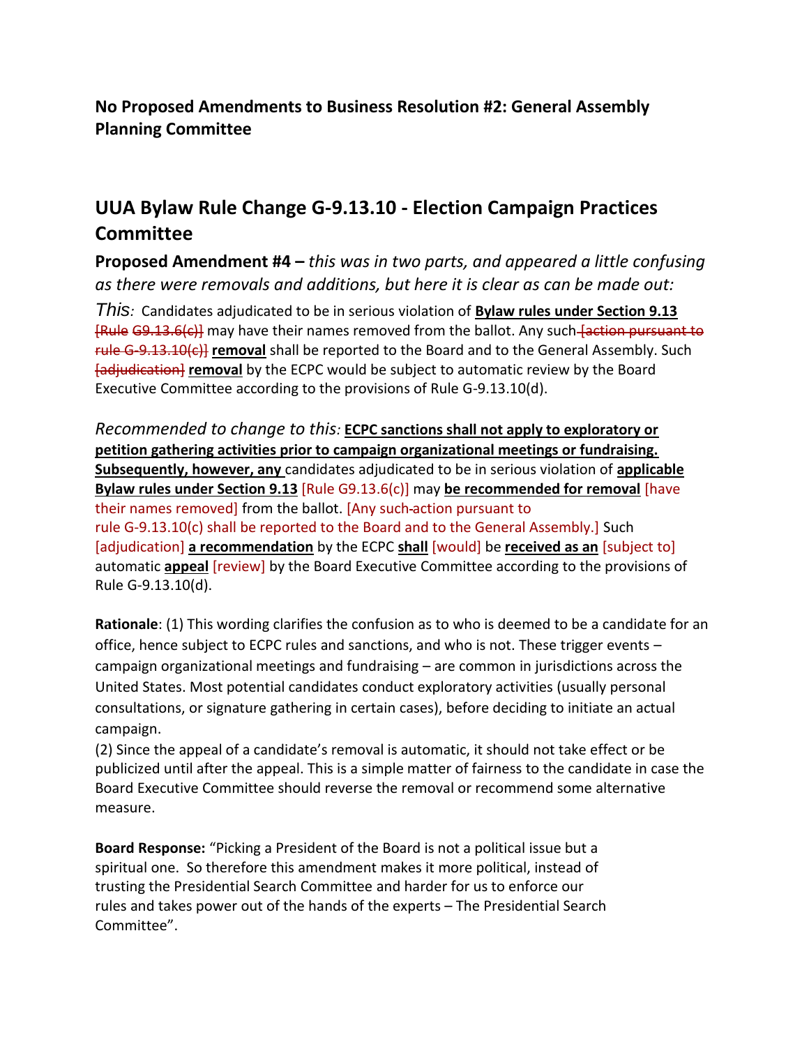**No Proposed Amendments to Business Resolution #2: General Assembly Planning Committee**

## UUA Bylaw Rule Change G-9.13.10 - Election Campaign Practices Committee

**Proposed Amendment #4 –** *this was in two parts, and appeared a little confusing as there were removals and additions, but here it is clear as can be made out:*

*This:* Candidates adjudicated to be in serious violation of **Bylaw rules under Section 9.13** ~~[Rule G9.13.6(c)]~~ may have their names removed from the ballot. Any such ~~[action pursuant to rule G-9.13.10(c)]~~ **removal** shall be reported to the Board and to the General Assembly. Such ~~[adjudication]~~ **removal** by the ECPC would be subject to automatic review by the Board Executive Committee according to the provisions of Rule G-9.13.10(d).

*Recommended to change to this:* **ECPC sanctions shall not apply to exploratory or petition gathering activities prior to campaign organizational meetings or fundraising. Subsequently, however, any** candidates adjudicated to be in serious violation of **applicable Bylaw rules under Section 9.13** [Rule G9.13.6(c)] may **be recommended for removal** [have their names removed] from the ballot. [Any such action pursuant to rule G-9.13.10(c) shall be reported to the Board and to the General Assembly.] Such [adjudication] **a recommendation** by the ECPC **shall** [would] be **received as an** [subject to] automatic **appeal** [review] by the Board Executive Committee according to the provisions of Rule G-9.13.10(d).

**Rationale**: (1) This wording clarifies the confusion as to who is deemed to be a candidate for an office, hence subject to ECPC rules and sanctions, and who is not. These trigger events – campaign organizational meetings and fundraising – are common in jurisdictions across the United States. Most potential candidates conduct exploratory activities (usually personal consultations, or signature gathering in certain cases), before deciding to initiate an actual campaign.

(2) Since the appeal of a candidate's removal is automatic, it should not take effect or be publicized until after the appeal. This is a simple matter of fairness to the candidate in case the Board Executive Committee should reverse the removal or recommend some alternative measure.

**Board Response:** "Picking a President of the Board is not a political issue but a spiritual one. So therefore this amendment makes it more political, instead of trusting the Presidential Search Committee and harder for us to enforce our rules and takes power out of the hands of the experts – The Presidential Search Committee".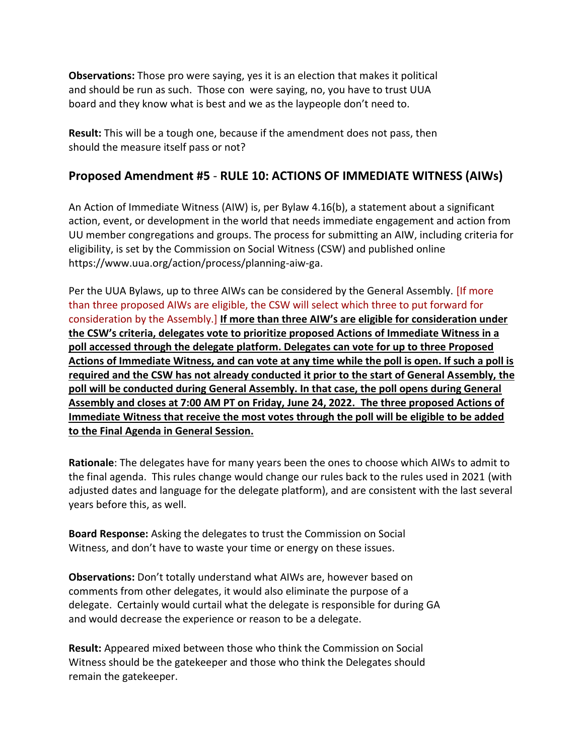**Observations:** Those pro were saying, yes it is an election that makes it political and should be run as such. Those con were saying, no, you have to trust UUA board and they know what is best and we as the laypeople don't need to.

**Result:** This will be a tough one, because if the amendment does not pass, then should the measure itself pass or not?

## Proposed Amendment #5 - RULE 10: ACTIONS OF IMMEDIATE WITNESS (AIWs)

An Action of Immediate Witness (AIW) is, per Bylaw 4.16(b), a statement about a significant action, event, or development in the world that needs immediate engagement and action from UU member congregations and groups. The process for submitting an AIW, including criteria for eligibility, is set by the Commission on Social Witness (CSW) and published online https://www.uua.org/action/process/planning-aiw-ga.

Per the UUA Bylaws, up to three AIWs can be considered by the General Assembly. [If more than three proposed AIWs are eligible, the CSW will select which three to put forward for consideration by the Assembly.] **If more than three AIW's are eligible for consideration under the CSW's criteria, delegates vote to prioritize proposed Actions of Immediate Witness in a poll accessed through the delegate platform. Delegates can vote for up to three Proposed Actions of Immediate Witness, and can vote at any time while the poll is open. If such a poll is required and the CSW has not already conducted it prior to the start of General Assembly, the poll will be conducted during General Assembly. In that case, the poll opens during General Assembly and closes at 7:00 AM PT on Friday, June 24, 2022. The three proposed Actions of Immediate Witness that receive the most votes through the poll will be eligible to be added to the Final Agenda in General Session.**

**Rationale**: The delegates have for many years been the ones to choose which AIWs to admit to the final agenda. This rules change would change our rules back to the rules used in 2021 (with adjusted dates and language for the delegate platform), and are consistent with the last several years before this, as well.

**Board Response:** Asking the delegates to trust the Commission on Social Witness, and don't have to waste your time or energy on these issues.

**Observations:** Don't totally understand what AIWs are, however based on comments from other delegates, it would also eliminate the purpose of a delegate. Certainly would curtail what the delegate is responsible for during GA and would decrease the experience or reason to be a delegate.

**Result:** Appeared mixed between those who think the Commission on Social Witness should be the gatekeeper and those who think the Delegates should remain the gatekeeper.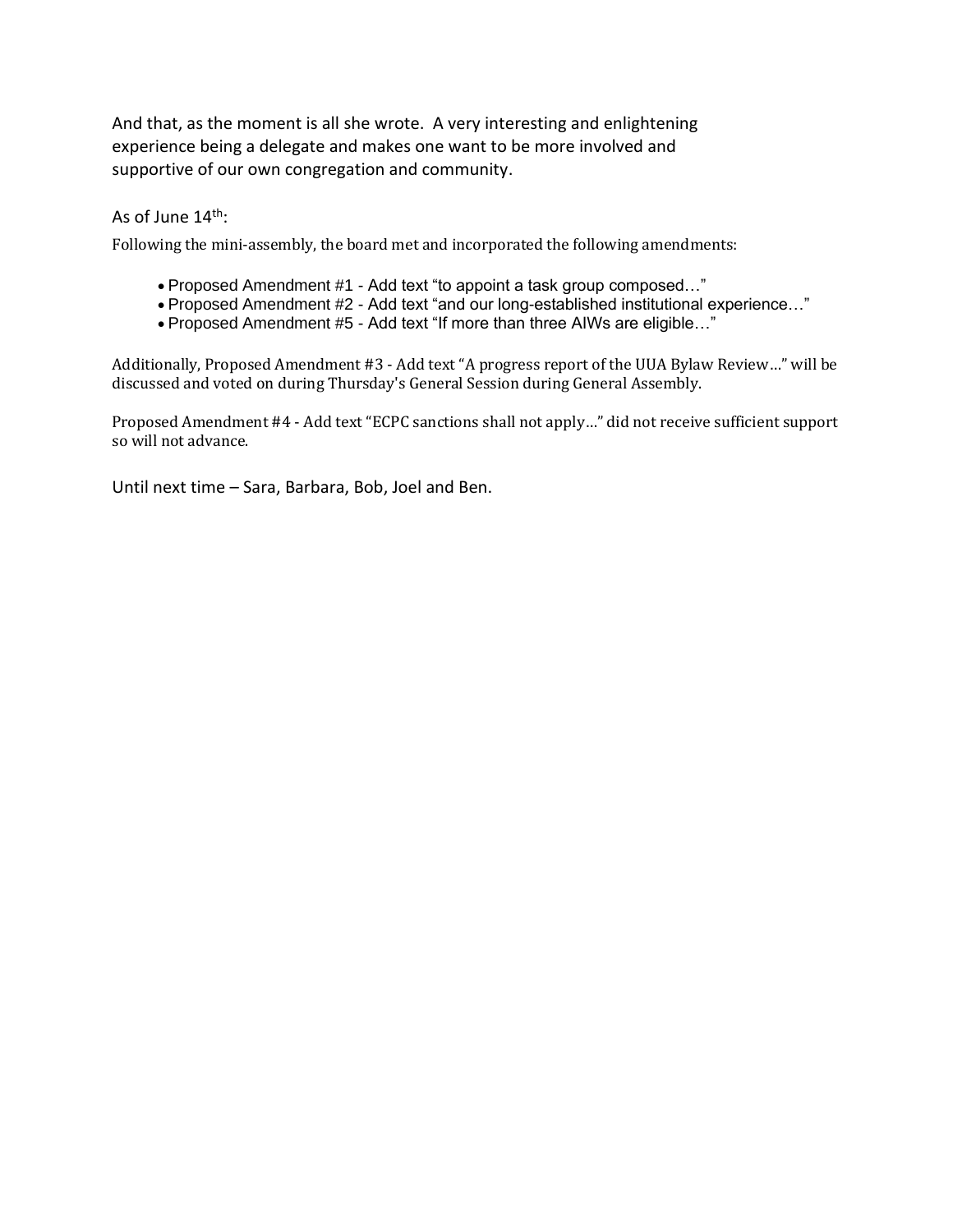And that, as the moment is all she wrote. A very interesting and enlightening experience being a delegate and makes one want to be more involved and supportive of our own congregation and community.

As of June 14th:

Following the mini-assembly, the board met and incorporated the following amendments:

- Proposed Amendment #1 - Add text "to appoint a task group composed…"
- Proposed Amendment #2 - Add text "and our long-established institutional experience…"
- Proposed Amendment #5 - Add text "If more than three AIWs are eligible…"

Additionally, Proposed Amendment #3 - Add text "A progress report of the UUA Bylaw Review…" will be discussed and voted on during Thursday's General Session during General Assembly.

Proposed Amendment #4 - Add text "ECPC sanctions shall not apply…" did not receive sufficient support so will not advance.

Until next time – Sara, Barbara, Bob, Joel and Ben.